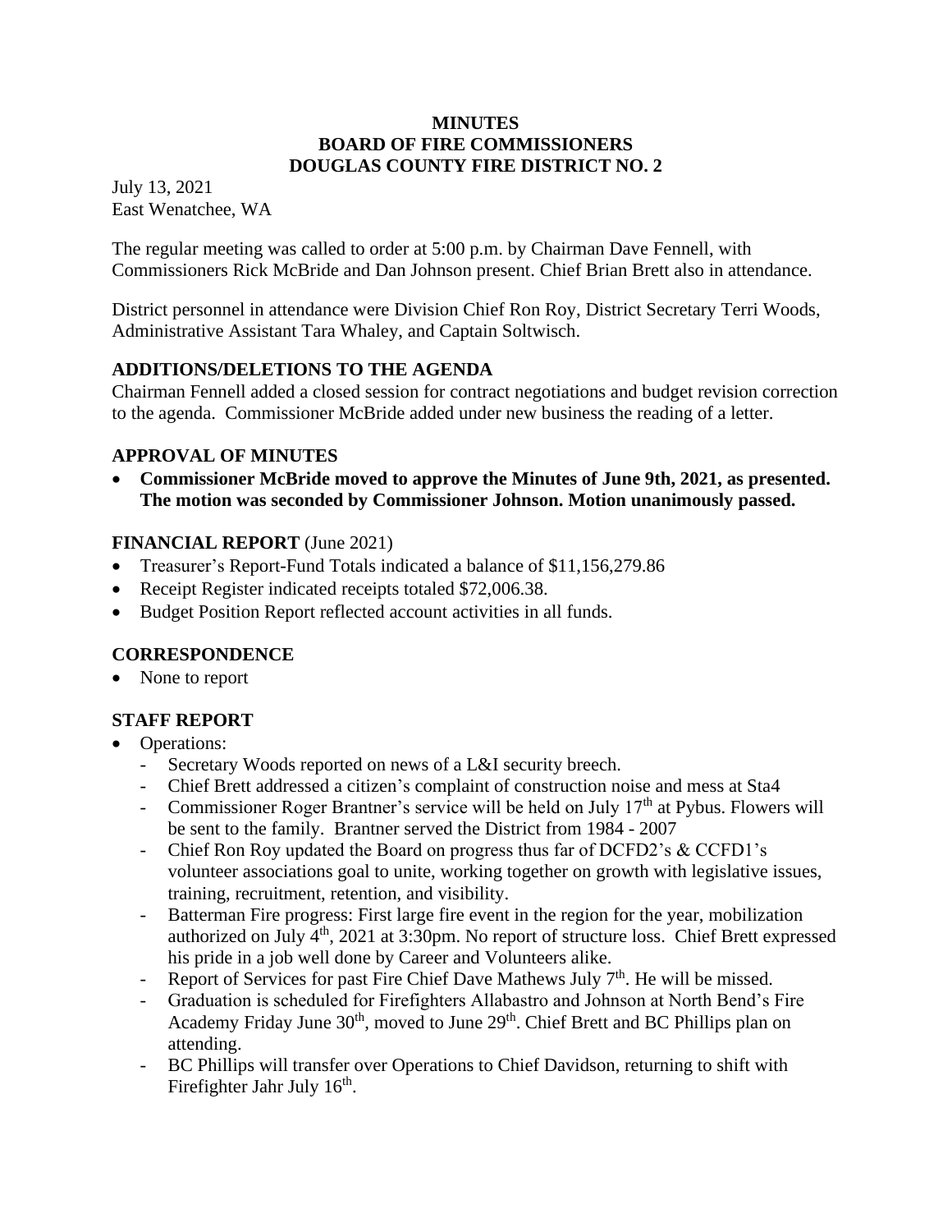**MINUTES**
**BOARD OF FIRE COMMISSIONERS**
**DOUGLAS COUNTY FIRE DISTRICT NO. 2**

July 13, 2021
East Wenatchee, WA

The regular meeting was called to order at 5:00 p.m. by Chairman Dave Fennell, with Commissioners Rick McBride and Dan Johnson present. Chief Brian Brett also in attendance.

District personnel in attendance were Division Chief Ron Roy, District Secretary Terri Woods, Administrative Assistant Tara Whaley, and Captain Soltwisch.

## ADDITIONS/DELETIONS TO THE AGENDA

Chairman Fennell added a closed session for contract negotiations and budget revision correction to the agenda. Commissioner McBride added under new business the reading of a letter.

## APPROVAL OF MINUTES

- **Commissioner McBride moved to approve the Minutes of June 9th, 2021, as presented. The motion was seconded by Commissioner Johnson. Motion unanimously passed.**

## FINANCIAL REPORT (June 2021)

- Treasurer's Report-Fund Totals indicated a balance of $11,156,279.86
- Receipt Register indicated receipts totaled $72,006.38.
- Budget Position Report reflected account activities in all funds.

## CORRESPONDENCE

- None to report

## STAFF REPORT

- Operations:
  - Secretary Woods reported on news of a L&I security breech.
  - Chief Brett addressed a citizen's complaint of construction noise and mess at Sta4
  - Commissioner Roger Brantner's service will be held on July 17th at Pybus. Flowers will be sent to the family. Brantner served the District from 1984 - 2007
  - Chief Ron Roy updated the Board on progress thus far of DCFD2's & CCFD1's volunteer associations goal to unite, working together on growth with legislative issues, training, recruitment, retention, and visibility.
  - Batterman Fire progress: First large fire event in the region for the year, mobilization authorized on July 4th, 2021 at 3:30pm. No report of structure loss. Chief Brett expressed his pride in a job well done by Career and Volunteers alike.
  - Report of Services for past Fire Chief Dave Mathews July 7th. He will be missed.
  - Graduation is scheduled for Firefighters Allabastro and Johnson at North Bend's Fire Academy Friday June 30th, moved to June 29th. Chief Brett and BC Phillips plan on attending.
  - BC Phillips will transfer over Operations to Chief Davidson, returning to shift with Firefighter Jahr July 16th.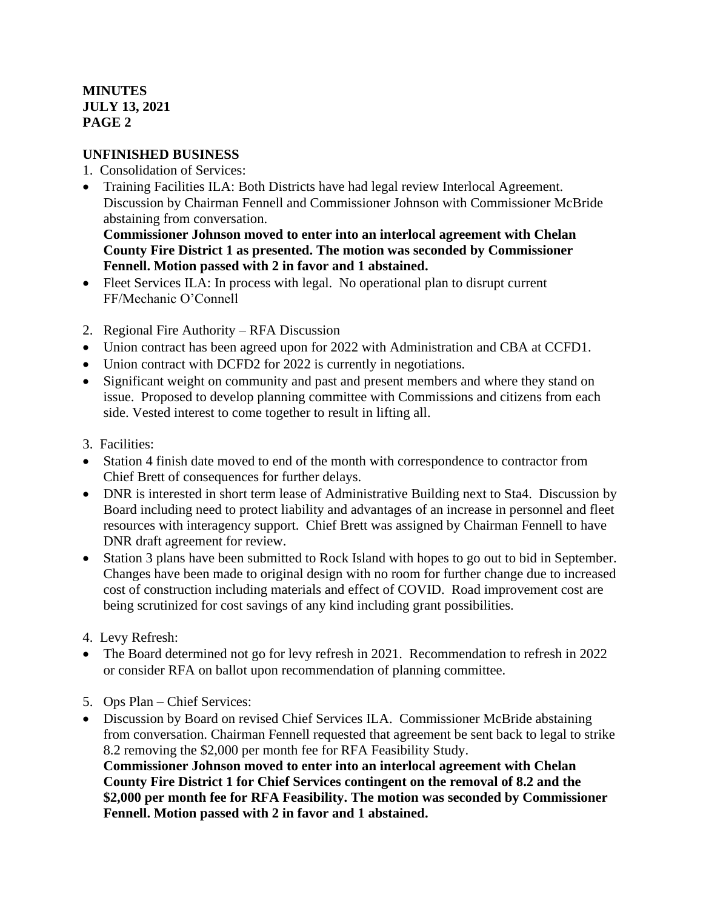## UNFINISHED BUSINESS

1. Consolidation of Services:

- Training Facilities ILA: Both Districts have had legal review Interlocal Agreement. Discussion by Chairman Fennell and Commissioner Johnson with Commissioner McBride abstaining from conversation.
  **Commissioner Johnson moved to enter into an interlocal agreement with Chelan County Fire District 1 as presented. The motion was seconded by Commissioner Fennell. Motion passed with 2 in favor and 1 abstained.**
- Fleet Services ILA: In process with legal. No operational plan to disrupt current FF/Mechanic O'Connell

2. Regional Fire Authority – RFA Discussion

- Union contract has been agreed upon for 2022 with Administration and CBA at CCFD1.
- Union contract with DCFD2 for 2022 is currently in negotiations.
- Significant weight on community and past and present members and where they stand on issue. Proposed to develop planning committee with Commissions and citizens from each side. Vested interest to come together to result in lifting all.

3. Facilities:

- Station 4 finish date moved to end of the month with correspondence to contractor from Chief Brett of consequences for further delays.
- DNR is interested in short term lease of Administrative Building next to Sta4. Discussion by Board including need to protect liability and advantages of an increase in personnel and fleet resources with interagency support. Chief Brett was assigned by Chairman Fennell to have DNR draft agreement for review.
- Station 3 plans have been submitted to Rock Island with hopes to go out to bid in September. Changes have been made to original design with no room for further change due to increased cost of construction including materials and effect of COVID. Road improvement cost are being scrutinized for cost savings of any kind including grant possibilities.

4. Levy Refresh:

- The Board determined not go for levy refresh in 2021. Recommendation to refresh in 2022 or consider RFA on ballot upon recommendation of planning committee.

5. Ops Plan – Chief Services:

- Discussion by Board on revised Chief Services ILA. Commissioner McBride abstaining from conversation. Chairman Fennell requested that agreement be sent back to legal to strike 8.2 removing the $2,000 per month fee for RFA Feasibility Study.
  **Commissioner Johnson moved to enter into an interlocal agreement with Chelan County Fire District 1 for Chief Services contingent on the removal of 8.2 and the $2,000 per month fee for RFA Feasibility. The motion was seconded by Commissioner Fennell. Motion passed with 2 in favor and 1 abstained.**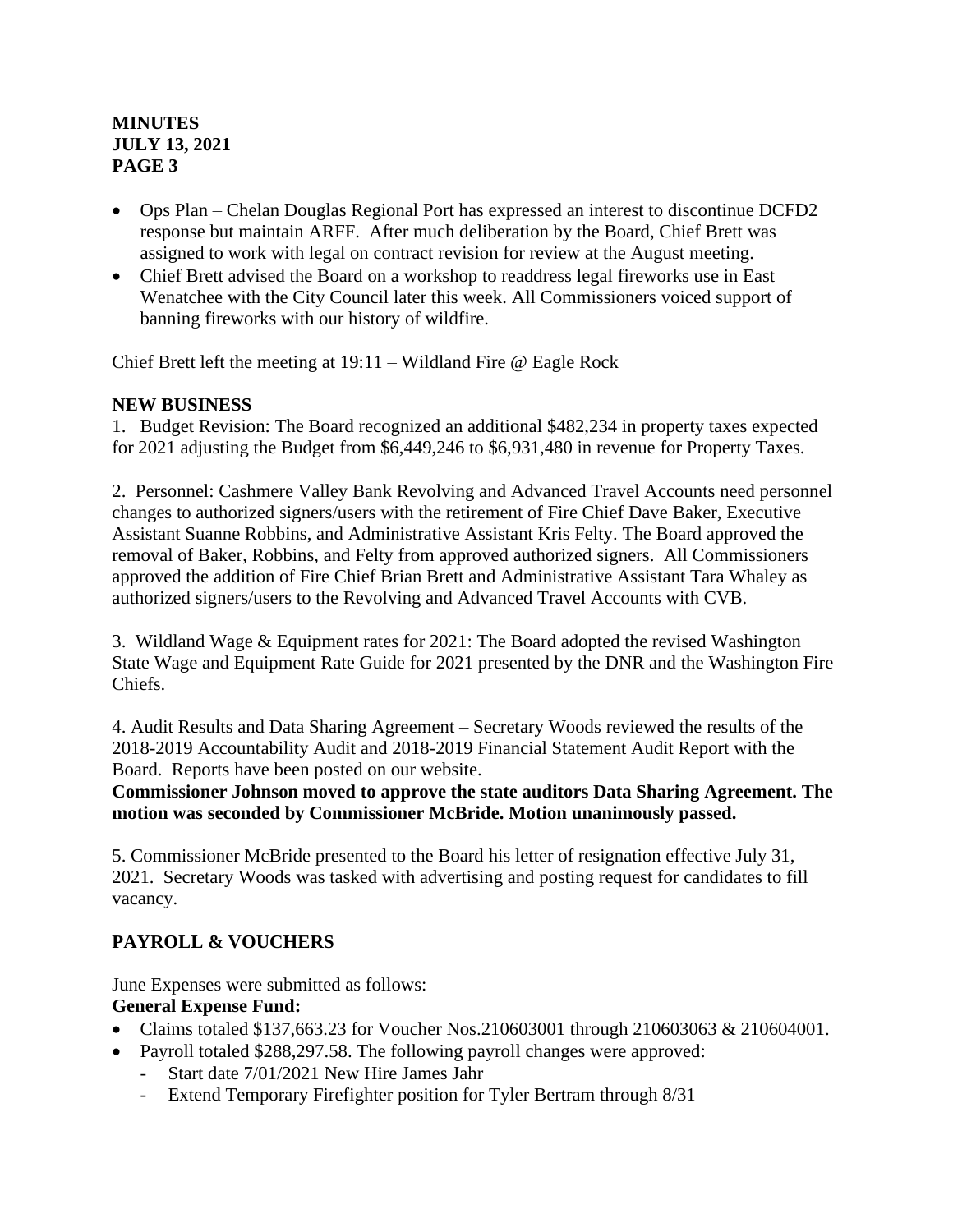**MINUTES**
**JULY 13, 2021**
**PAGE 3**

- Ops Plan – Chelan Douglas Regional Port has expressed an interest to discontinue DCFD2 response but maintain ARFF. After much deliberation by the Board, Chief Brett was assigned to work with legal on contract revision for review at the August meeting.
- Chief Brett advised the Board on a workshop to readdress legal fireworks use in East Wenatchee with the City Council later this week. All Commissioners voiced support of banning fireworks with our history of wildfire.

Chief Brett left the meeting at 19:11 – Wildland Fire @ Eagle Rock

## NEW BUSINESS

1. Budget Revision: The Board recognized an additional $482,234 in property taxes expected for 2021 adjusting the Budget from $6,449,246 to $6,931,480 in revenue for Property Taxes.

2. Personnel: Cashmere Valley Bank Revolving and Advanced Travel Accounts need personnel changes to authorized signers/users with the retirement of Fire Chief Dave Baker, Executive Assistant Suanne Robbins, and Administrative Assistant Kris Felty. The Board approved the removal of Baker, Robbins, and Felty from approved authorized signers. All Commissioners approved the addition of Fire Chief Brian Brett and Administrative Assistant Tara Whaley as authorized signers/users to the Revolving and Advanced Travel Accounts with CVB.

3. Wildland Wage & Equipment rates for 2021: The Board adopted the revised Washington State Wage and Equipment Rate Guide for 2021 presented by the DNR and the Washington Fire Chiefs.

4. Audit Results and Data Sharing Agreement – Secretary Woods reviewed the results of the 2018-2019 Accountability Audit and 2018-2019 Financial Statement Audit Report with the Board. Reports have been posted on our website.
**Commissioner Johnson moved to approve the state auditors Data Sharing Agreement. The motion was seconded by Commissioner McBride. Motion unanimously passed.**

5. Commissioner McBride presented to the Board his letter of resignation effective July 31, 2021. Secretary Woods was tasked with advertising and posting request for candidates to fill vacancy.

## PAYROLL & VOUCHERS

June Expenses were submitted as follows:

**General Expense Fund:**

- Claims totaled $137,663.23 for Voucher Nos.210603001 through 210603063 & 210604001.
- Payroll totaled $288,297.58. The following payroll changes were approved:
  - Start date 7/01/2021 New Hire James Jahr
  - Extend Temporary Firefighter position for Tyler Bertram through 8/31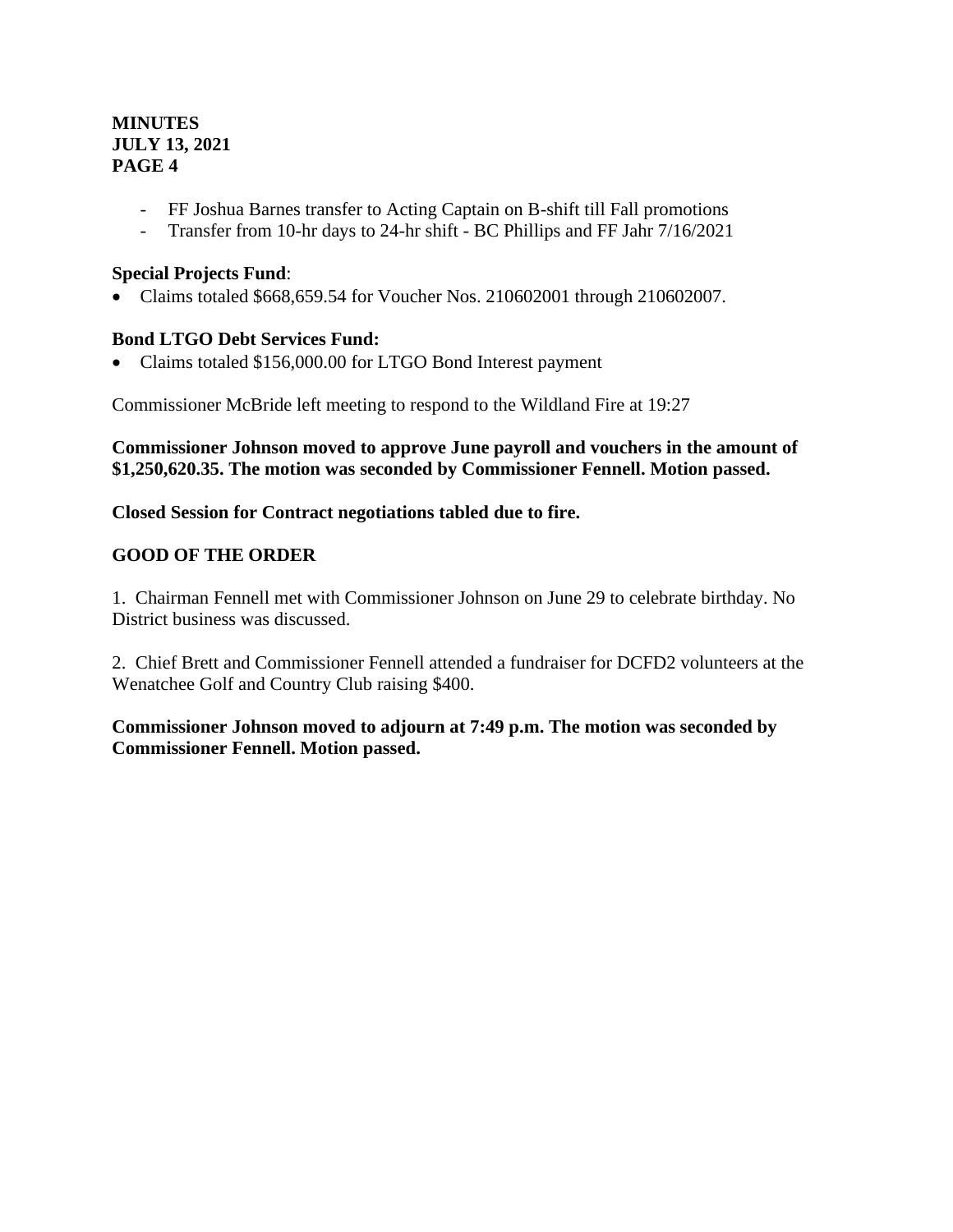- FF Joshua Barnes transfer to Acting Captain on B-shift till Fall promotions
- Transfer from 10-hr days to 24-hr shift - BC Phillips and FF Jahr 7/16/2021

**Special Projects Fund**:

- Claims totaled $668,659.54 for Voucher Nos. 210602001 through 210602007.

**Bond LTGO Debt Services Fund:**

- Claims totaled $156,000.00 for LTGO Bond Interest payment

Commissioner McBride left meeting to respond to the Wildland Fire at 19:27

**Commissioner Johnson moved to approve June payroll and vouchers in the amount of $1,250,620.35. The motion was seconded by Commissioner Fennell. Motion passed.**

**Closed Session for Contract negotiations tabled due to fire.**

**GOOD OF THE ORDER**

1. Chairman Fennell met with Commissioner Johnson on June 29 to celebrate birthday. No District business was discussed.

2. Chief Brett and Commissioner Fennell attended a fundraiser for DCFD2 volunteers at the Wenatchee Golf and Country Club raising $400.

**Commissioner Johnson moved to adjourn at 7:49 p.m. The motion was seconded by Commissioner Fennell. Motion passed.**